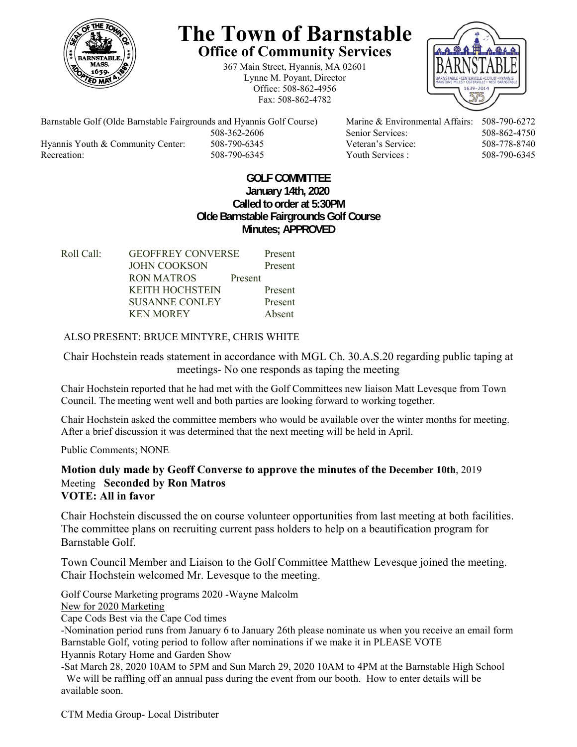# The Town of Barnstable

## Office of Community Services

367 Main Street, Hyannis, MA 02601
Lynne M. Poyant, Director
Office: 508-862-4956
Fax: 508-862-4782

| | | | |
|---|---|---|---|
| Barnstable Golf (Olde Barnstable Fairgrounds and Hyannis Golf Course) | 508-362-2606 | Marine & Environmental Affairs: | 508-790-6272 |
| | | Senior Services: | 508-862-4750 |
| Hyannis Youth & Community Center: | 508-790-6345 | Veteran's Service: | 508-778-8740 |
| Recreation: | 508-790-6345 | Youth Services : | 508-790-6345 |

**GOLF COMMITTEE**
**January 14th, 2020**
**Called to order at 5:30PM**
**Olde Barnstable Fairgrounds Golf Course**
**Minutes; APPROVED**

| Roll Call: | | |
|---|---|---|
| | GEOFFREY CONVERSE | Present |
| | JOHN COOKSON | Present |
| | RON MATROS | Present |
| | KEITH HOCHSTEIN | Present |
| | SUSANNE CONLEY | Present |
| | KEN MOREY | Absent |

ALSO PRESENT: BRUCE MINTYRE, CHRIS WHITE

Chair Hochstein reads statement in accordance with MGL Ch. 30.A.S.20 regarding public taping at meetings- No one responds as taping the meeting

Chair Hochstein reported that he had met with the Golf Committees new liaison Matt Levesque from Town Council. The meeting went well and both parties are looking forward to working together.

Chair Hochstein asked the committee members who would be available over the winter months for meeting. After a brief discussion it was determined that the next meeting will be held in April.

Public Comments; NONE

**Motion duly made by Geoff Converse to approve the minutes of the December 10th**, 2019 Meeting **Seconded by Ron Matros**
**VOTE: All in favor**

Chair Hochstein discussed the on course volunteer opportunities from last meeting at both facilities. The committee plans on recruiting current pass holders to help on a beautification program for Barnstable Golf.

Town Council Member and Liaison to the Golf Committee Matthew Levesque joined the meeting. Chair Hochstein welcomed Mr. Levesque to the meeting.

Golf Course Marketing programs 2020 -Wayne Malcolm
New for 2020 Marketing
Cape Cods Best via the Cape Cod times
-Nomination period runs from January 6 to January 26th please nominate us when you receive an email form Barnstable Golf, voting period to follow after nominations if we make it in PLEASE VOTE
Hyannis Rotary Home and Garden Show
-Sat March 28, 2020 10AM to 5PM and Sun March 29, 2020 10AM to 4PM at the Barnstable High School
We will be raffling off an annual pass during the event from our booth. How to enter details will be available soon.

CTM Media Group- Local Distributer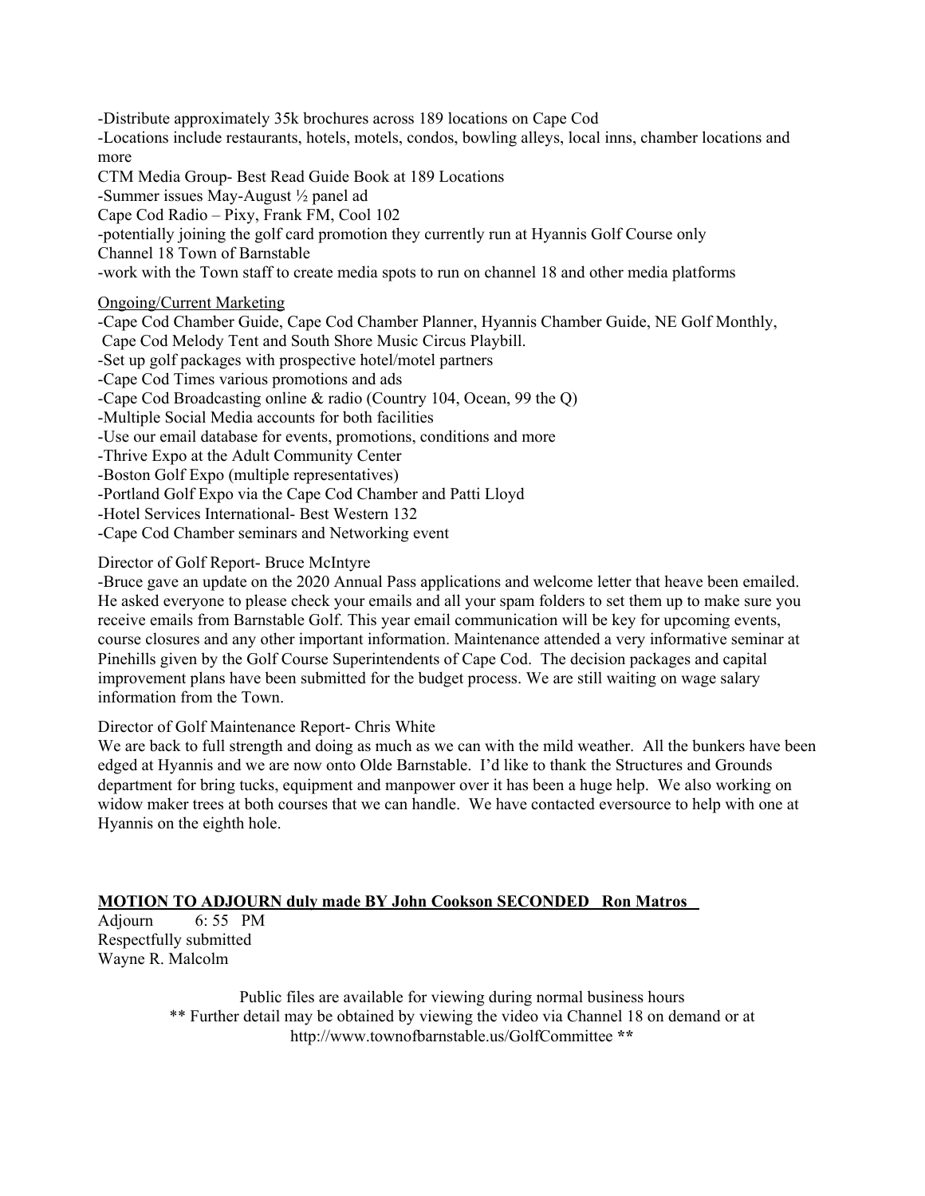-Distribute approximately 35k brochures across 189 locations on Cape Cod
-Locations include restaurants, hotels, motels, condos, bowling alleys, local inns, chamber locations and more
CTM Media Group- Best Read Guide Book at 189 Locations
-Summer issues May-August ½ panel ad
Cape Cod Radio – Pixy, Frank FM, Cool 102
-potentially joining the golf card promotion they currently run at Hyannis Golf Course only
Channel 18 Town of Barnstable
-work with the Town staff to create media spots to run on channel 18 and other media platforms

Ongoing/Current Marketing
-Cape Cod Chamber Guide, Cape Cod Chamber Planner, Hyannis Chamber Guide, NE Golf Monthly, Cape Cod Melody Tent and South Shore Music Circus Playbill.
-Set up golf packages with prospective hotel/motel partners
-Cape Cod Times various promotions and ads
-Cape Cod Broadcasting online & radio (Country 104, Ocean, 99 the Q)
-Multiple Social Media accounts for both facilities
-Use our email database for events, promotions, conditions and more
-Thrive Expo at the Adult Community Center
-Boston Golf Expo (multiple representatives)
-Portland Golf Expo via the Cape Cod Chamber and Patti Lloyd
-Hotel Services International- Best Western 132
-Cape Cod Chamber seminars and Networking event

Director of Golf Report- Bruce McIntyre
-Bruce gave an update on the 2020 Annual Pass applications and welcome letter that heave been emailed. He asked everyone to please check your emails and all your spam folders to set them up to make sure you receive emails from Barnstable Golf. This year email communication will be key for upcoming events, course closures and any other important information. Maintenance attended a very informative seminar at Pinehills given by the Golf Course Superintendents of Cape Cod. The decision packages and capital improvement plans have been submitted for the budget process. We are still waiting on wage salary information from the Town.

Director of Golf Maintenance Report- Chris White
We are back to full strength and doing as much as we can with the mild weather. All the bunkers have been edged at Hyannis and we are now onto Olde Barnstable. I'd like to thank the Structures and Grounds department for bring tucks, equipment and manpower over it has been a huge help. We also working on widow maker trees at both courses that we can handle. We have contacted eversource to help with one at Hyannis on the eighth hole.

**MOTION TO ADJOURN duly made BY John Cookson SECONDED Ron Matros**
Adjourn 6: 55 PM
Respectfully submitted
Wayne R. Malcolm

Public files are available for viewing during normal business hours
** Further detail may be obtained by viewing the video via Channel 18 on demand or at http://www.townofbarnstable.us/GolfCommittee **